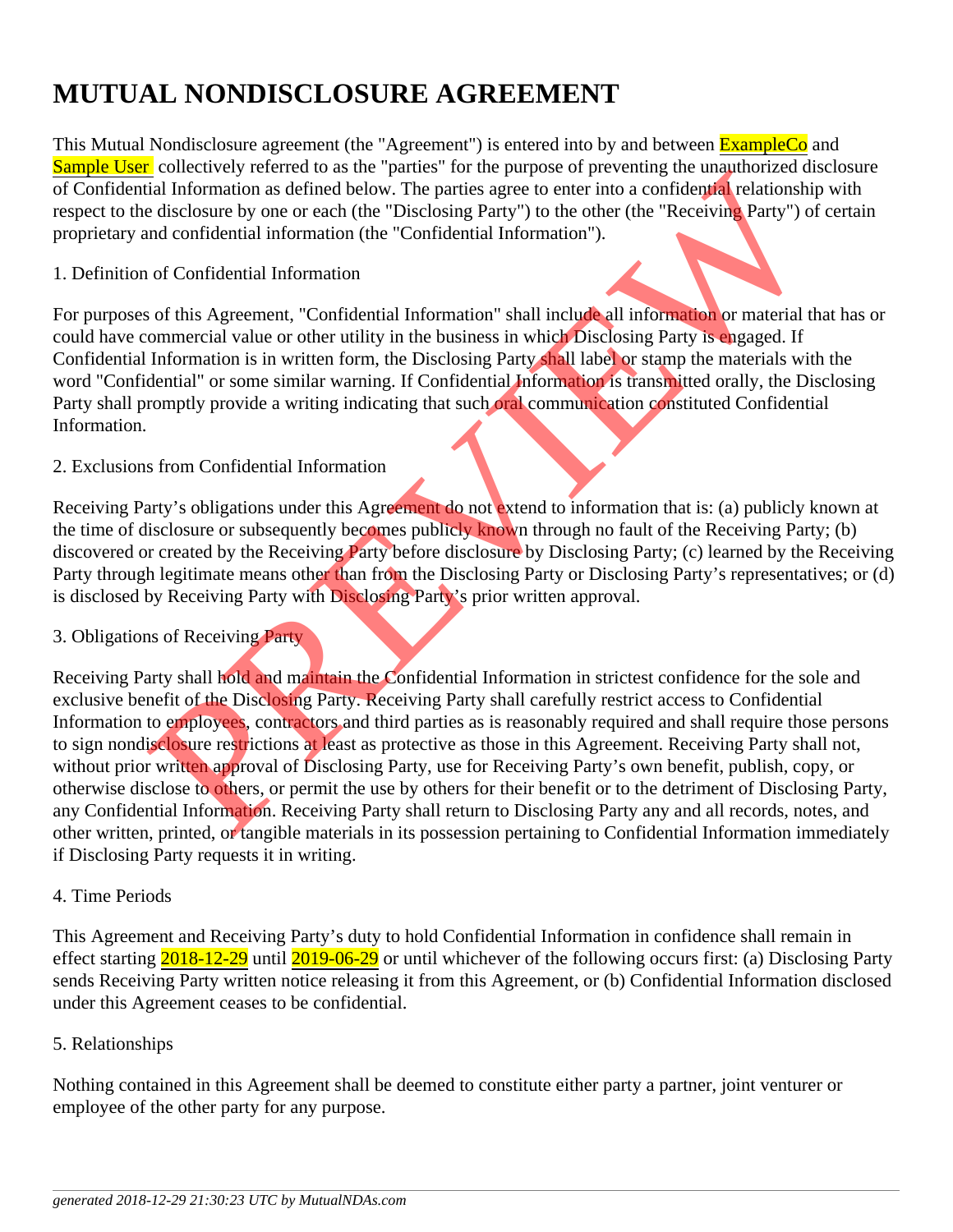# MUTUAL NONDISCLOSURE AGREEMENT

This Mutual Nondisclosure agreement (the "Agreement") is entered into by and between ExampleCo and Sample User collectively referred to as the "parties" for the purpose of preventing the unauthorized disclosure of Confidential Information as defined below. The parties agree to enter into a confidential relationship with respect to the disclosure by one or each (the "Disclosing Party") to the other (the "Receiving Party") of certain proprietary and confidential information (the "Confidential Information").

1. Definition of Confidential Information

For purposes of this Agreement, "Confidential Information" shall include all information or material that has or could have commercial value or other utility in the business in which Disclosing Party is engaged. If Confidential Information is in written form, the Disclosing Party shall label or stamp the materials with the word "Confidential" or some similar warning. If Confidential Information is transmitted orally, the Disclosing Party shall promptly provide a writing indicating that such oral communication constituted Confidential Information.

2. Exclusions from Confidential Information

Receiving Party's obligations under this Agreement do not extend to information that is: (a) publicly known at the time of disclosure or subsequently becomes publicly known through no fault of the Receiving Party; (b) discovered or created by the Receiving Party before disclosure by Disclosing Party; (c) learned by the Receiving Party through legitimate means other than from the Disclosing Party or Disclosing Party's representatives; or (d) is disclosed by Receiving Party with Disclosing Party's prior written approval.

3. Obligations of Receiving Party

Receiving Party shall hold and maintain the Confidential Information in strictest confidence for the sole and exclusive benefit of the Disclosing Party. Receiving Party shall carefully restrict access to Confidential Information to employees, contractors and third parties as is reasonably required and shall require those persons to sign nondisclosure restrictions at least as protective as those in this Agreement. Receiving Party shall not, without prior written approval of Disclosing Party, use for Receiving Party's own benefit, publish, copy, or otherwise disclose to others, or permit the use by others for their benefit or to the detriment of Disclosing Party, any Confidential Information. Receiving Party shall return to Disclosing Party any and all records, notes, and other written, printed, or tangible materials in its possession pertaining to Confidential Information immediately if Disclosing Party requests it in writing.

4. Time Periods

This Agreement and Receiving Party's duty to hold Confidential Information in confidence shall remain in effect starting 2018-12-29 until 2019-06-29 or until whichever of the following occurs first: (a) Disclosing Party sends Receiving Party written notice releasing it from this Agreement, or (b) Confidential Information disclosed under this Agreement ceases to be confidential.

5. Relationships

Nothing contained in this Agreement shall be deemed to constitute either party a partner, joint venturer or employee of the other party for any purpose.

PREVIEW

*generated 2018-12-29 21:30:23 UTC by MutualNDAs.com*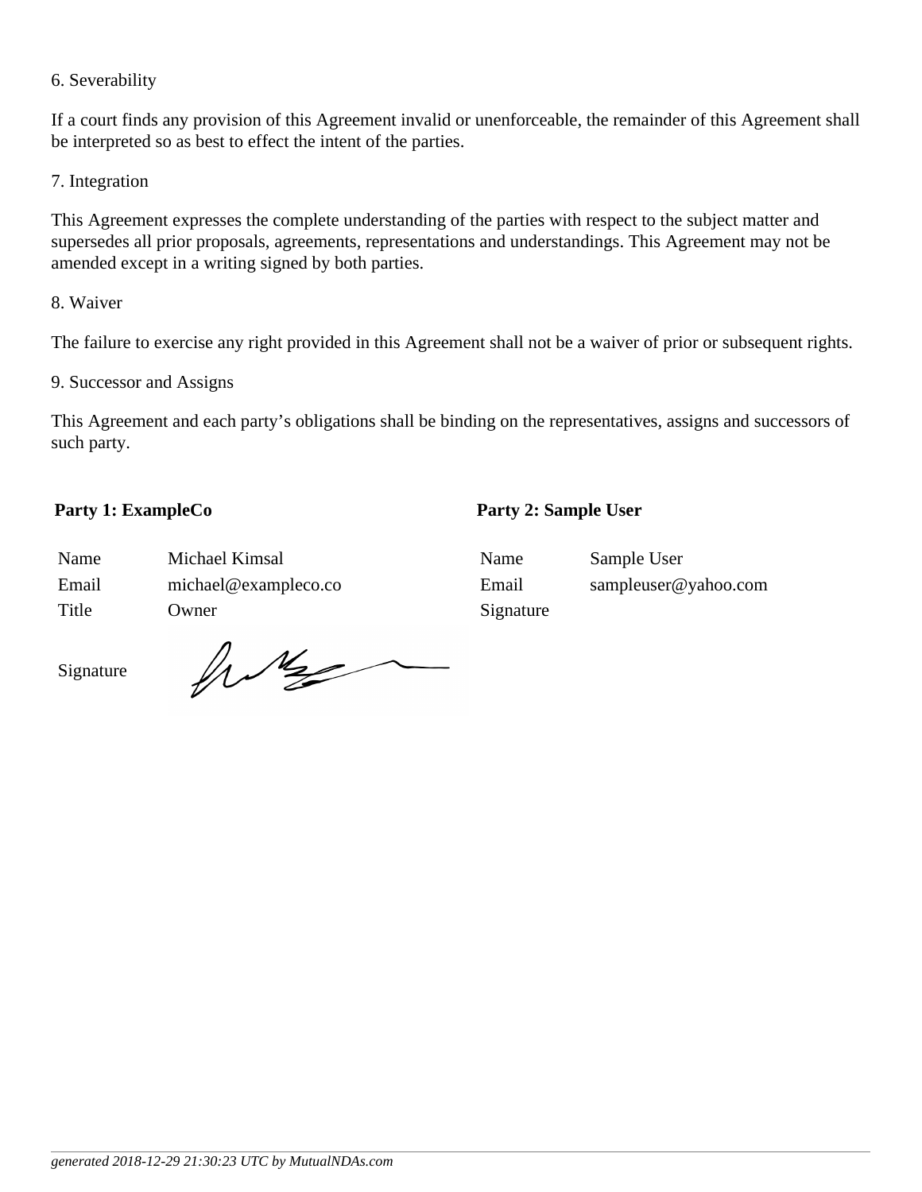6. Severability

If a court finds any provision of this Agreement invalid or unenforceable, the remainder of this Agreement shall be interpreted so as best to effect the intent of the parties.

7. Integration

This Agreement expresses the complete understanding of the parties with respect to the subject matter and supersedes all prior proposals, agreements, representations and understandings. This Agreement may not be amended except in a writing signed by both parties.

8. Waiver

The failure to exercise any right provided in this Agreement shall not be a waiver of prior or subsequent rights.

9. Successor and Assigns

This Agreement and each party's obligations shall be binding on the representatives, assigns and successors of such party.

**Party 1: ExampleCo**

| | |
|---|---|
| Name | Michael Kimsal |
| Email | michael@exampleco.co |
| Title | Owner |
| Signature | |

**Party 2: Sample User**

| | |
|---|---|
| Name | Sample User |
| Email | sampleuser@yahoo.com |
| Signature | |

*generated 2018-12-29 21:30:23 UTC by MutualNDAs.com*